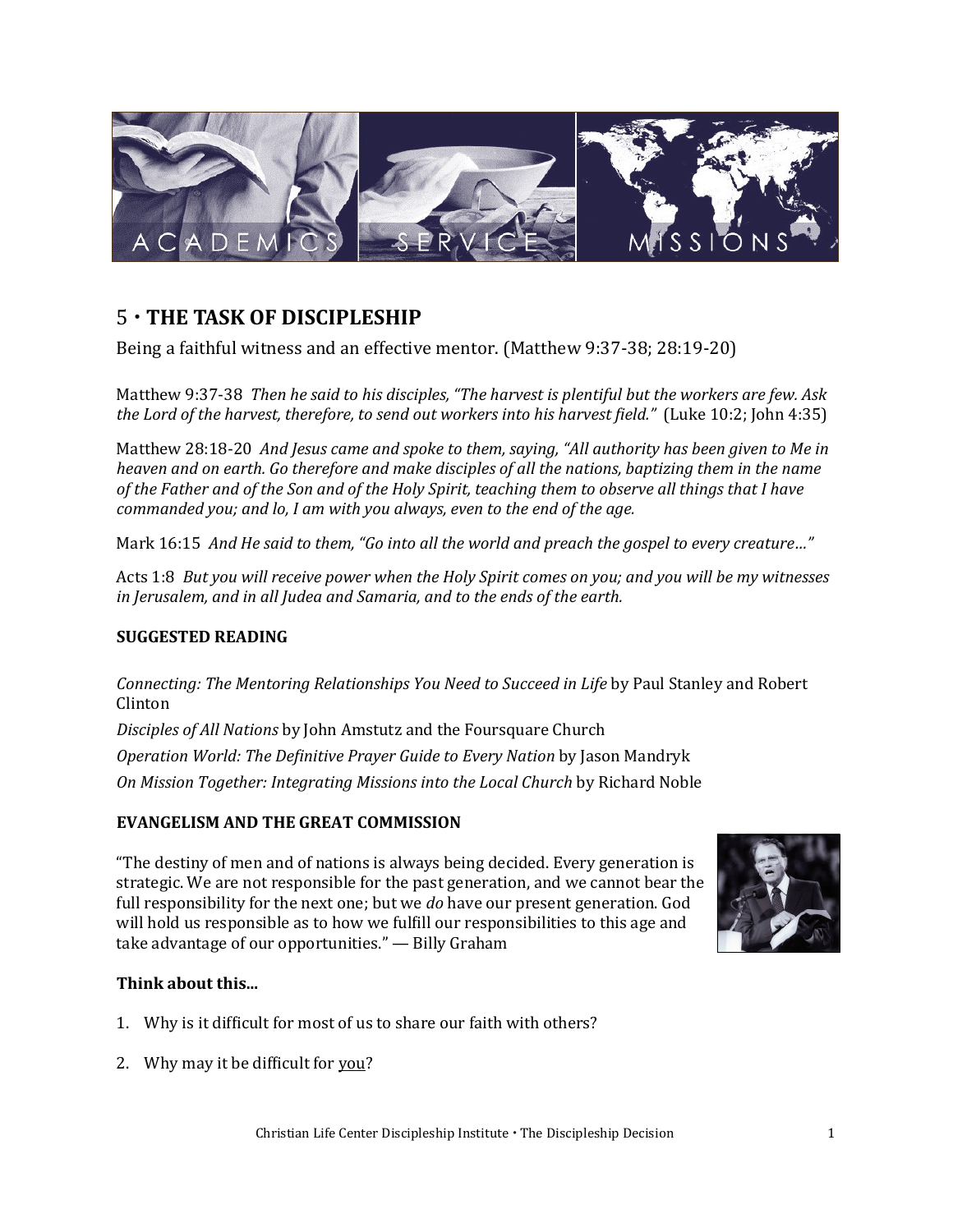# 5 · THE TASK OF DISCIPLESHIP

Being a faithful witness and an effective mentor. (Matthew 9:37-38; 28:19-20)

Matthew 9:37-38 *Then he said to his disciples, "The harvest is plentiful but the workers are few. Ask the Lord of the harvest, therefore, to send out workers into his harvest field."* (Luke 10:2; John 4:35)

Matthew 28:18-20 *And Jesus came and spoke to them, saying, "All authority has been given to Me in heaven and on earth. Go therefore and make disciples of all the nations, baptizing them in the name of the Father and of the Son and of the Holy Spirit, teaching them to observe all things that I have commanded you; and lo, I am with you always, even to the end of the age.*

Mark 16:15 *And He said to them, "Go into all the world and preach the gospel to every creature…"*

Acts 1:8 *But you will receive power when the Holy Spirit comes on you; and you will be my witnesses in Jerusalem, and in all Judea and Samaria, and to the ends of the earth.*

**SUGGESTED READING**

*Connecting: The Mentoring Relationships You Need to Succeed in Life* by Paul Stanley and Robert Clinton

*Disciples of All Nations* by John Amstutz and the Foursquare Church

*Operation World: The Definitive Prayer Guide to Every Nation* by Jason Mandryk

*On Mission Together: Integrating Missions into the Local Church* by Richard Noble

**EVANGELISM AND THE GREAT COMMISSION**

"The destiny of men and of nations is always being decided. Every generation is strategic. We are not responsible for the past generation, and we cannot bear the full responsibility for the next one; but we *do* have our present generation. God will hold us responsible as to how we fulfill our responsibilities to this age and take advantage of our opportunities." — Billy Graham

**Think about this...**

1. Why is it difficult for most of us to share our faith with others?

2. Why may it be difficult for you?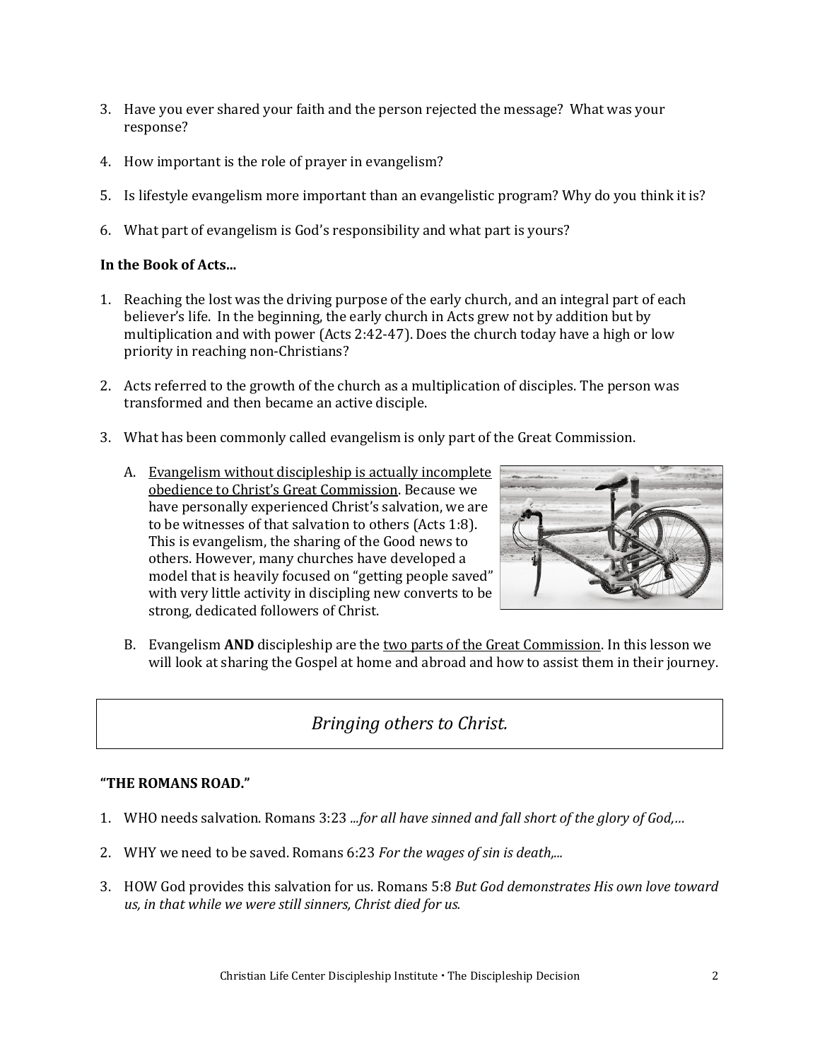3. Have you ever shared your faith and the person rejected the message? What was your response?

4. How important is the role of prayer in evangelism?

5. Is lifestyle evangelism more important than an evangelistic program? Why do you think it is?

6. What part of evangelism is God's responsibility and what part is yours?

**In the Book of Acts...**

1. Reaching the lost was the driving purpose of the early church, and an integral part of each believer's life. In the beginning, the early church in Acts grew not by addition but by multiplication and with power (Acts 2:42-47). Does the church today have a high or low priority in reaching non-Christians?

2. Acts referred to the growth of the church as a multiplication of disciples. The person was transformed and then became an active disciple.

3. What has been commonly called evangelism is only part of the Great Commission.

   A. <u>Evangelism without discipleship is actually incomplete obedience to Christ's Great Commission</u>. Because we have personally experienced Christ's salvation, we are to be witnesses of that salvation to others (Acts 1:8). This is evangelism, the sharing of the Good news to others. However, many churches have developed a model that is heavily focused on "getting people saved" with very little activity in discipling new converts to be strong, dedicated followers of Christ.

   B. Evangelism **AND** discipleship are the <u>two parts of the Great Commission</u>. In this lesson we will look at sharing the Gospel at home and abroad and how to assist them in their journey.

*Bringing others to Christ.*

**"THE ROMANS ROAD."**

1. WHO needs salvation. Romans 3:23 *...for all have sinned and fall short of the glory of God,...*

2. WHY we need to be saved. Romans 6:23 *For the wages of sin is death,...*

3. HOW God provides this salvation for us. Romans 5:8 *But God demonstrates His own love toward us, in that while we were still sinners, Christ died for us.*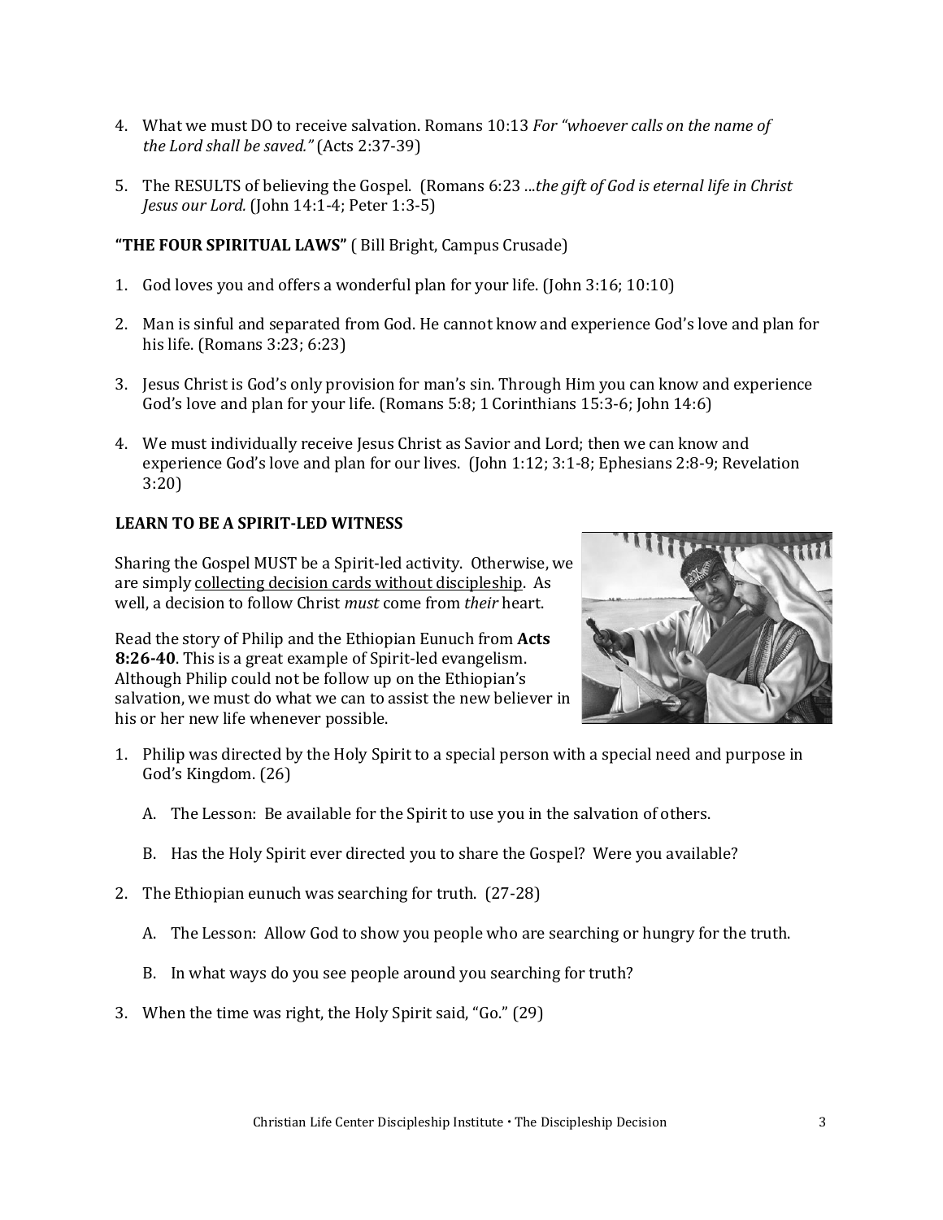4. What we must DO to receive salvation. Romans 10:13 *For "whoever calls on the name of the Lord shall be saved."* (Acts 2:37-39)

5. The RESULTS of believing the Gospel. (Romans 6:23 ...*the gift of God is eternal life in Christ Jesus our Lord.* (John 14:1-4; Peter 1:3-5)

**"THE FOUR SPIRITUAL LAWS"** ( Bill Bright, Campus Crusade)

1. God loves you and offers a wonderful plan for your life. (John 3:16; 10:10)

2. Man is sinful and separated from God. He cannot know and experience God's love and plan for his life. (Romans 3:23; 6:23)

3. Jesus Christ is God's only provision for man's sin. Through Him you can know and experience God's love and plan for your life. (Romans 5:8; 1 Corinthians 15:3-6; John 14:6)

4. We must individually receive Jesus Christ as Savior and Lord; then we can know and experience God's love and plan for our lives. (John 1:12; 3:1-8; Ephesians 2:8-9; Revelation 3:20)

**LEARN TO BE A SPIRIT-LED WITNESS**

Sharing the Gospel MUST be a Spirit-led activity. Otherwise, we are simply collecting decision cards without discipleship. As well, a decision to follow Christ *must* come from *their* heart.

Read the story of Philip and the Ethiopian Eunuch from **Acts 8:26-40**. This is a great example of Spirit-led evangelism. Although Philip could not be follow up on the Ethiopian's salvation, we must do what we can to assist the new believer in his or her new life whenever possible.

1. Philip was directed by the Holy Spirit to a special person with a special need and purpose in God's Kingdom. (26)

   A. The Lesson: Be available for the Spirit to use you in the salvation of others.

   B. Has the Holy Spirit ever directed you to share the Gospel? Were you available?

2. The Ethiopian eunuch was searching for truth. (27-28)

   A. The Lesson: Allow God to show you people who are searching or hungry for the truth.

   B. In what ways do you see people around you searching for truth?

3. When the time was right, the Holy Spirit said, "Go." (29)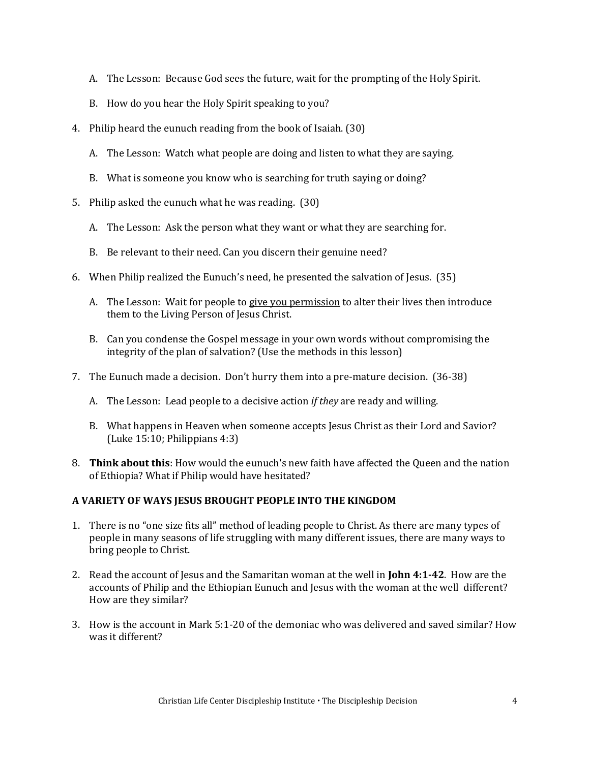A. The Lesson: Because God sees the future, wait for the prompting of the Holy Spirit.

   B. How do you hear the Holy Spirit speaking to you?

4. Philip heard the eunuch reading from the book of Isaiah. (30)

   A. The Lesson: Watch what people are doing and listen to what they are saying.

   B. What is someone you know who is searching for truth saying or doing?

5. Philip asked the eunuch what he was reading. (30)

   A. The Lesson: Ask the person what they want or what they are searching for.

   B. Be relevant to their need. Can you discern their genuine need?

6. When Philip realized the Eunuch's need, he presented the salvation of Jesus. (35)

   A. The Lesson: Wait for people to <u>give you permission</u> to alter their lives then introduce them to the Living Person of Jesus Christ.

   B. Can you condense the Gospel message in your own words without compromising the integrity of the plan of salvation? (Use the methods in this lesson)

7. The Eunuch made a decision. Don't hurry them into a pre-mature decision. (36-38)

   A. The Lesson: Lead people to a decisive action *if they* are ready and willing.

   B. What happens in Heaven when someone accepts Jesus Christ as their Lord and Savior? (Luke 15:10; Philippians 4:3)

8. **Think about this**: How would the eunuch's new faith have affected the Queen and the nation of Ethiopia? What if Philip would have hesitated?

### A VARIETY OF WAYS JESUS BROUGHT PEOPLE INTO THE KINGDOM

1. There is no "one size fits all" method of leading people to Christ. As there are many types of people in many seasons of life struggling with many different issues, there are many ways to bring people to Christ.

2. Read the account of Jesus and the Samaritan woman at the well in **John 4:1-42**. How are the accounts of Philip and the Ethiopian Eunuch and Jesus with the woman at the well different? How are they similar?

3. How is the account in Mark 5:1-20 of the demoniac who was delivered and saved similar? How was it different?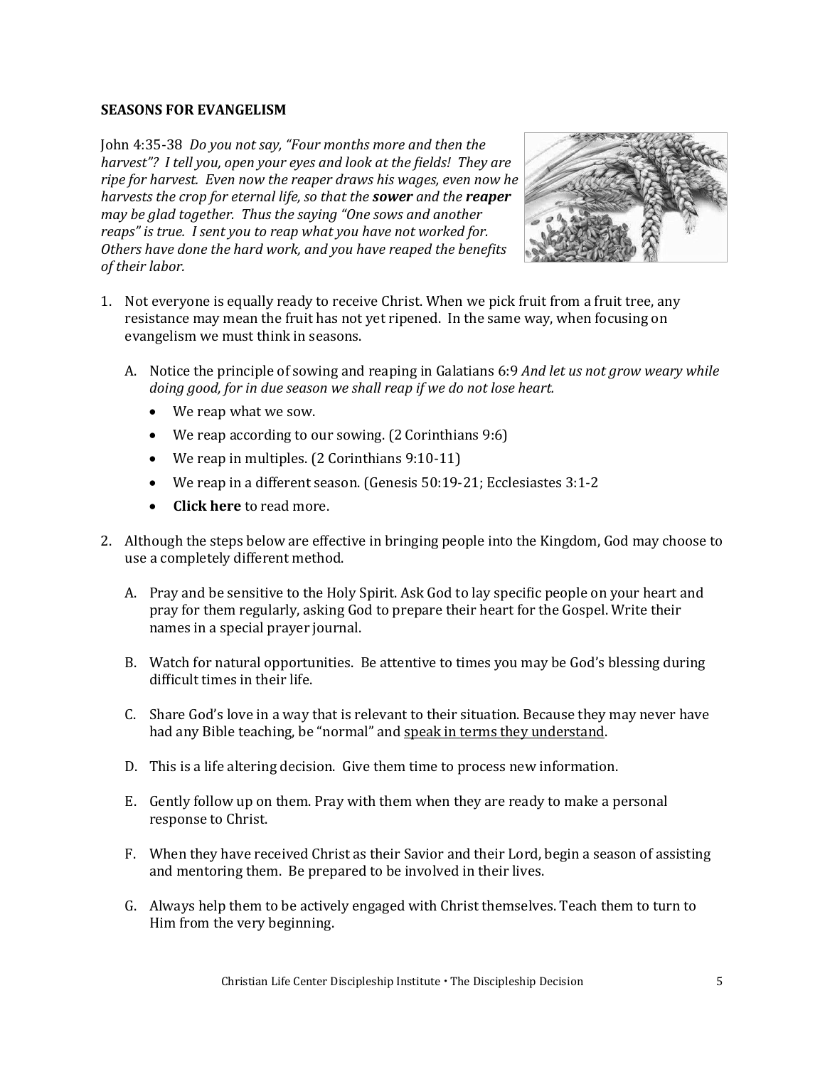**SEASONS FOR EVANGELISM**

John 4:35-38 *Do you not say, "Four months more and then the harvest"? I tell you, open your eyes and look at the fields! They are ripe for harvest. Even now the reaper draws his wages, even now he harvests the crop for eternal life, so that the* ***sower*** *and the* ***reaper*** *may be glad together. Thus the saying "One sows and another reaps" is true. I sent you to reap what you have not worked for. Others have done the hard work, and you have reaped the benefits of their labor.*

1. Not everyone is equally ready to receive Christ. When we pick fruit from a fruit tree, any resistance may mean the fruit has not yet ripened. In the same way, when focusing on evangelism we must think in seasons.

   A. Notice the principle of sowing and reaping in Galatians 6:9 *And let us not grow weary while doing good, for in due season we shall reap if we do not lose heart.*

   - We reap what we sow.
   - We reap according to our sowing. (2 Corinthians 9:6)
   - We reap in multiples. (2 Corinthians 9:10-11)
   - We reap in a different season. (Genesis 50:19-21; Ecclesiastes 3:1-2
   - **Click here** to read more.

2. Although the steps below are effective in bringing people into the Kingdom, God may choose to use a completely different method.

   A. Pray and be sensitive to the Holy Spirit. Ask God to lay specific people on your heart and pray for them regularly, asking God to prepare their heart for the Gospel. Write their names in a special prayer journal.

   B. Watch for natural opportunities. Be attentive to times you may be God's blessing during difficult times in their life.

   C. Share God's love in a way that is relevant to their situation. Because they may never have had any Bible teaching, be "normal" and <u>speak in terms they understand</u>.

   D. This is a life altering decision. Give them time to process new information.

   E. Gently follow up on them. Pray with them when they are ready to make a personal response to Christ.

   F. When they have received Christ as their Savior and their Lord, begin a season of assisting and mentoring them. Be prepared to be involved in their lives.

   G. Always help them to be actively engaged with Christ themselves. Teach them to turn to Him from the very beginning.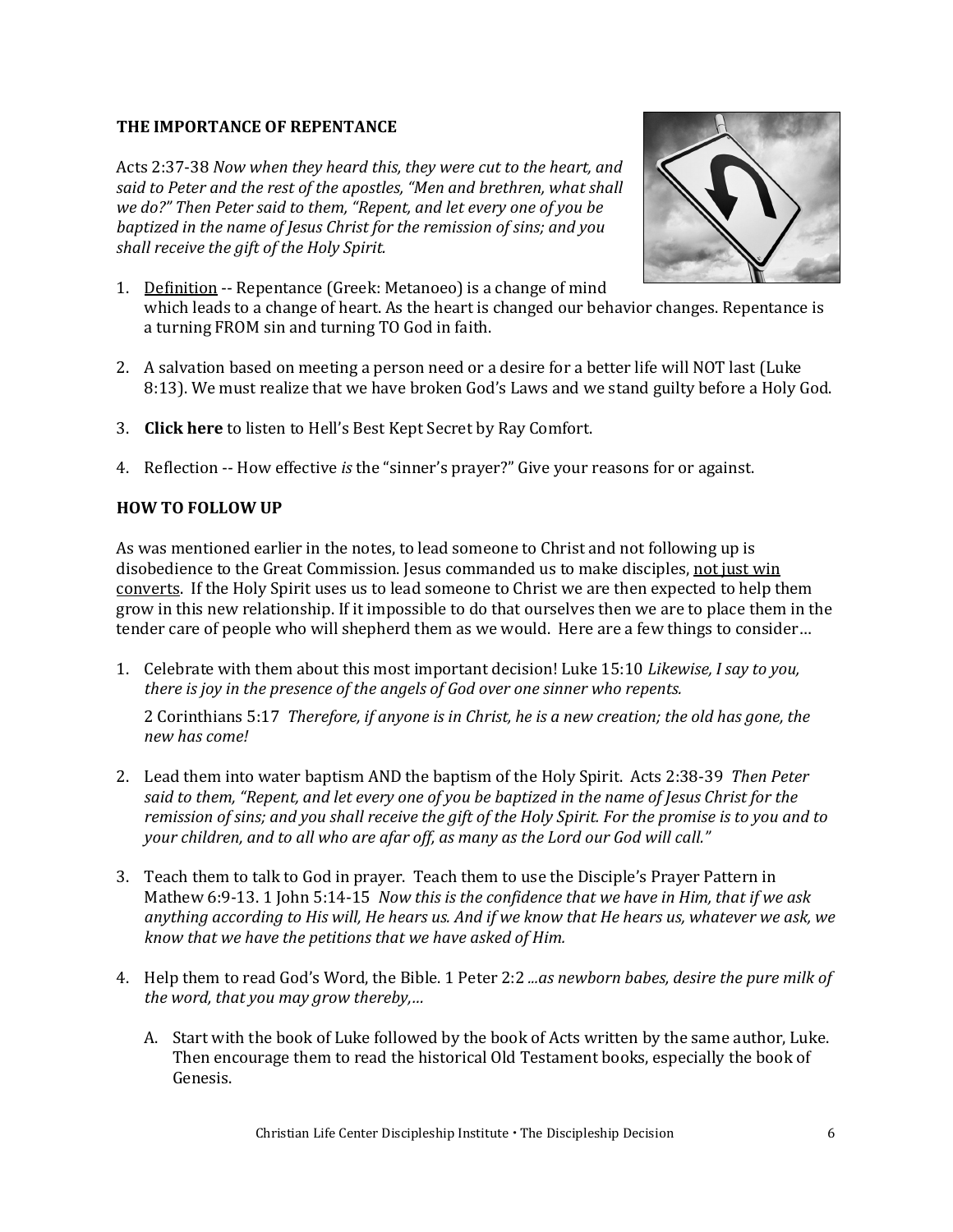**THE IMPORTANCE OF REPENTANCE**

Acts 2:37-38 *Now when they heard this, they were cut to the heart, and said to Peter and the rest of the apostles, "Men and brethren, what shall we do?" Then Peter said to them, "Repent, and let every one of you be baptized in the name of Jesus Christ for the remission of sins; and you shall receive the gift of the Holy Spirit.*

1. <u>Definition</u> -- Repentance (Greek: Metanoeo) is a change of mind which leads to a change of heart. As the heart is changed our behavior changes. Repentance is a turning FROM sin and turning TO God in faith.

2. A salvation based on meeting a person need or a desire for a better life will NOT last (Luke 8:13). We must realize that we have broken God's Laws and we stand guilty before a Holy God.

3. **Click here** to listen to Hell's Best Kept Secret by Ray Comfort.

4. Reflection -- How effective *is* the "sinner's prayer?" Give your reasons for or against.

**HOW TO FOLLOW UP**

As was mentioned earlier in the notes, to lead someone to Christ and not following up is disobedience to the Great Commission. Jesus commanded us to make disciples, <u>not just win converts</u>. If the Holy Spirit uses us to lead someone to Christ we are then expected to help them grow in this new relationship. If it impossible to do that ourselves then we are to place them in the tender care of people who will shepherd them as we would. Here are a few things to consider…

1. Celebrate with them about this most important decision! Luke 15:10 *Likewise, I say to you, there is joy in the presence of the angels of God over one sinner who repents.*

   2 Corinthians 5:17 *Therefore, if anyone is in Christ, he is a new creation; the old has gone, the new has come!*

2. Lead them into water baptism AND the baptism of the Holy Spirit. Acts 2:38-39 *Then Peter said to them, "Repent, and let every one of you be baptized in the name of Jesus Christ for the remission of sins; and you shall receive the gift of the Holy Spirit. For the promise is to you and to your children, and to all who are afar off, as many as the Lord our God will call."*

3. Teach them to talk to God in prayer. Teach them to use the Disciple's Prayer Pattern in Mathew 6:9-13. 1 John 5:14-15 *Now this is the confidence that we have in Him, that if we ask anything according to His will, He hears us. And if we know that He hears us, whatever we ask, we know that we have the petitions that we have asked of Him.*

4. Help them to read God's Word, the Bible. 1 Peter 2:2 *...as newborn babes, desire the pure milk of the word, that you may grow thereby,…*

   A. Start with the book of Luke followed by the book of Acts written by the same author, Luke. Then encourage them to read the historical Old Testament books, especially the book of Genesis.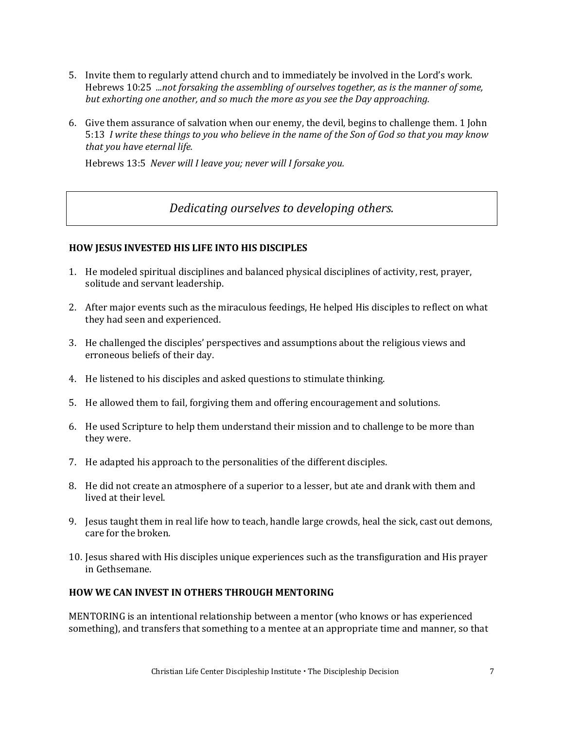5. Invite them to regularly attend church and to immediately be involved in the Lord's work. Hebrews 10:25 *...not forsaking the assembling of ourselves together, as is the manner of some, but exhorting one another, and so much the more as you see the Day approaching.*

6. Give them assurance of salvation when our enemy, the devil, begins to challenge them. 1 John 5:13 *I write these things to you who believe in the name of the Son of God so that you may know that you have eternal life.*

   Hebrews 13:5 *Never will I leave you; never will I forsake you.*

*Dedicating ourselves to developing others.*

**HOW JESUS INVESTED HIS LIFE INTO HIS DISCIPLES**

1. He modeled spiritual disciplines and balanced physical disciplines of activity, rest, prayer, solitude and servant leadership.

2. After major events such as the miraculous feedings, He helped His disciples to reflect on what they had seen and experienced.

3. He challenged the disciples' perspectives and assumptions about the religious views and erroneous beliefs of their day.

4. He listened to his disciples and asked questions to stimulate thinking.

5. He allowed them to fail, forgiving them and offering encouragement and solutions.

6. He used Scripture to help them understand their mission and to challenge to be more than they were.

7. He adapted his approach to the personalities of the different disciples.

8. He did not create an atmosphere of a superior to a lesser, but ate and drank with them and lived at their level.

9. Jesus taught them in real life how to teach, handle large crowds, heal the sick, cast out demons, care for the broken.

10. Jesus shared with His disciples unique experiences such as the transfiguration and His prayer in Gethsemane.

**HOW WE CAN INVEST IN OTHERS THROUGH MENTORING**

MENTORING is an intentional relationship between a mentor (who knows or has experienced something), and transfers that something to a mentee at an appropriate time and manner, so that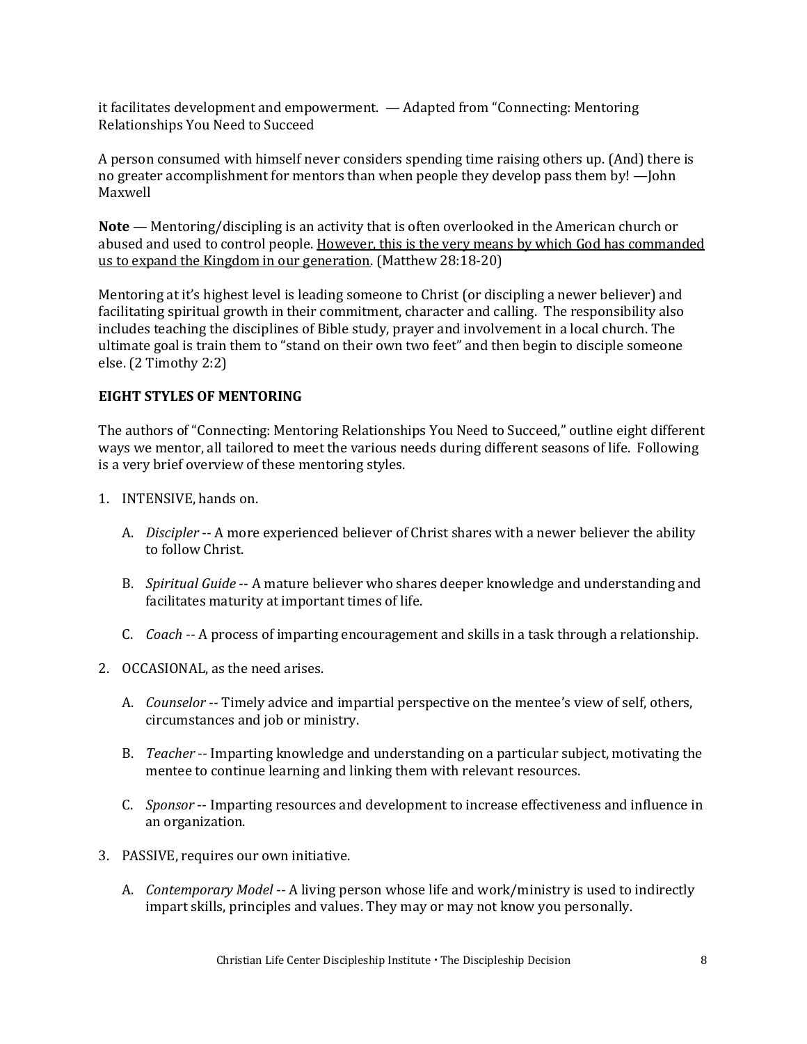it facilitates development and empowerment. — Adapted from "Connecting: Mentoring Relationships You Need to Succeed

A person consumed with himself never considers spending time raising others up. (And) there is no greater accomplishment for mentors than when people they develop pass them by! —John Maxwell

**Note** — Mentoring/discipling is an activity that is often overlooked in the American church or abused and used to control people. <u>However, this is the very means by which God has commanded us to expand the Kingdom in our generation</u>. (Matthew 28:18-20)

Mentoring at it's highest level is leading someone to Christ (or discipling a newer believer) and facilitating spiritual growth in their commitment, character and calling. The responsibility also includes teaching the disciplines of Bible study, prayer and involvement in a local church. The ultimate goal is train them to "stand on their own two feet" and then begin to disciple someone else. (2 Timothy 2:2)

**EIGHT STYLES OF MENTORING**

The authors of "Connecting: Mentoring Relationships You Need to Succeed," outline eight different ways we mentor, all tailored to meet the various needs during different seasons of life. Following is a very brief overview of these mentoring styles.

1. INTENSIVE, hands on.

   A. *Discipler* -- A more experienced believer of Christ shares with a newer believer the ability to follow Christ.

   B. *Spiritual Guide* -- A mature believer who shares deeper knowledge and understanding and facilitates maturity at important times of life.

   C. *Coach* -- A process of imparting encouragement and skills in a task through a relationship.

2. OCCASIONAL, as the need arises.

   A. *Counselor* -- Timely advice and impartial perspective on the mentee's view of self, others, circumstances and job or ministry.

   B. *Teacher* -- Imparting knowledge and understanding on a particular subject, motivating the mentee to continue learning and linking them with relevant resources.

   C. *Sponsor* -- Imparting resources and development to increase effectiveness and influence in an organization.

3. PASSIVE, requires our own initiative.

   A. *Contemporary Model* -- A living person whose life and work/ministry is used to indirectly impart skills, principles and values. They may or may not know you personally.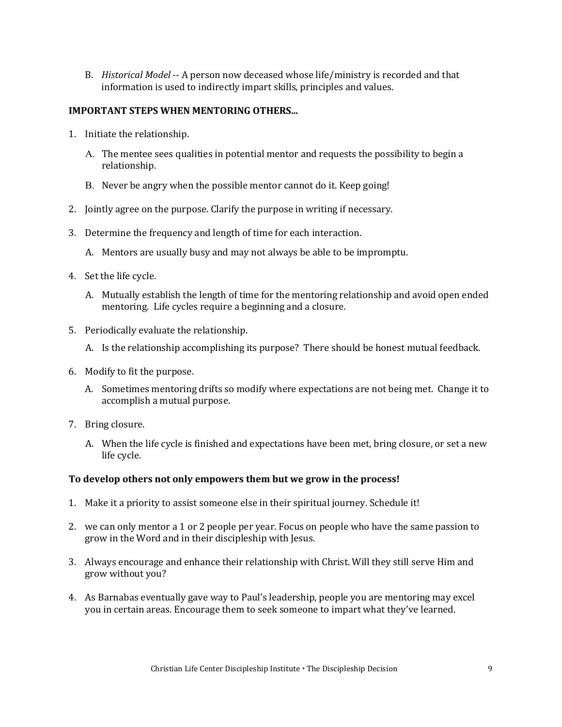B. *Historical Model* -- A person now deceased whose life/ministry is recorded and that information is used to indirectly impart skills, principles and values.

**IMPORTANT STEPS WHEN MENTORING OTHERS...**

1. Initiate the relationship.

   A. The mentee sees qualities in potential mentor and requests the possibility to begin a relationship.

   B. Never be angry when the possible mentor cannot do it. Keep going!

2. Jointly agree on the purpose. Clarify the purpose in writing if necessary.

3. Determine the frequency and length of time for each interaction.

   A. Mentors are usually busy and may not always be able to be impromptu.

4. Set the life cycle.

   A. Mutually establish the length of time for the mentoring relationship and avoid open ended mentoring. Life cycles require a beginning and a closure.

5. Periodically evaluate the relationship.

   A. Is the relationship accomplishing its purpose? There should be honest mutual feedback.

6. Modify to fit the purpose.

   A. Sometimes mentoring drifts so modify where expectations are not being met. Change it to accomplish a mutual purpose.

7. Bring closure.

   A. When the life cycle is finished and expectations have been met, bring closure, or set a new life cycle.

**To develop others not only empowers them but we grow in the process!**

1. Make it a priority to assist someone else in their spiritual journey. Schedule it!

2. we can only mentor a 1 or 2 people per year. Focus on people who have the same passion to grow in the Word and in their discipleship with Jesus.

3. Always encourage and enhance their relationship with Christ. Will they still serve Him and grow without you?

4. As Barnabas eventually gave way to Paul's leadership, people you are mentoring may excel you in certain areas. Encourage them to seek someone to impart what they've learned.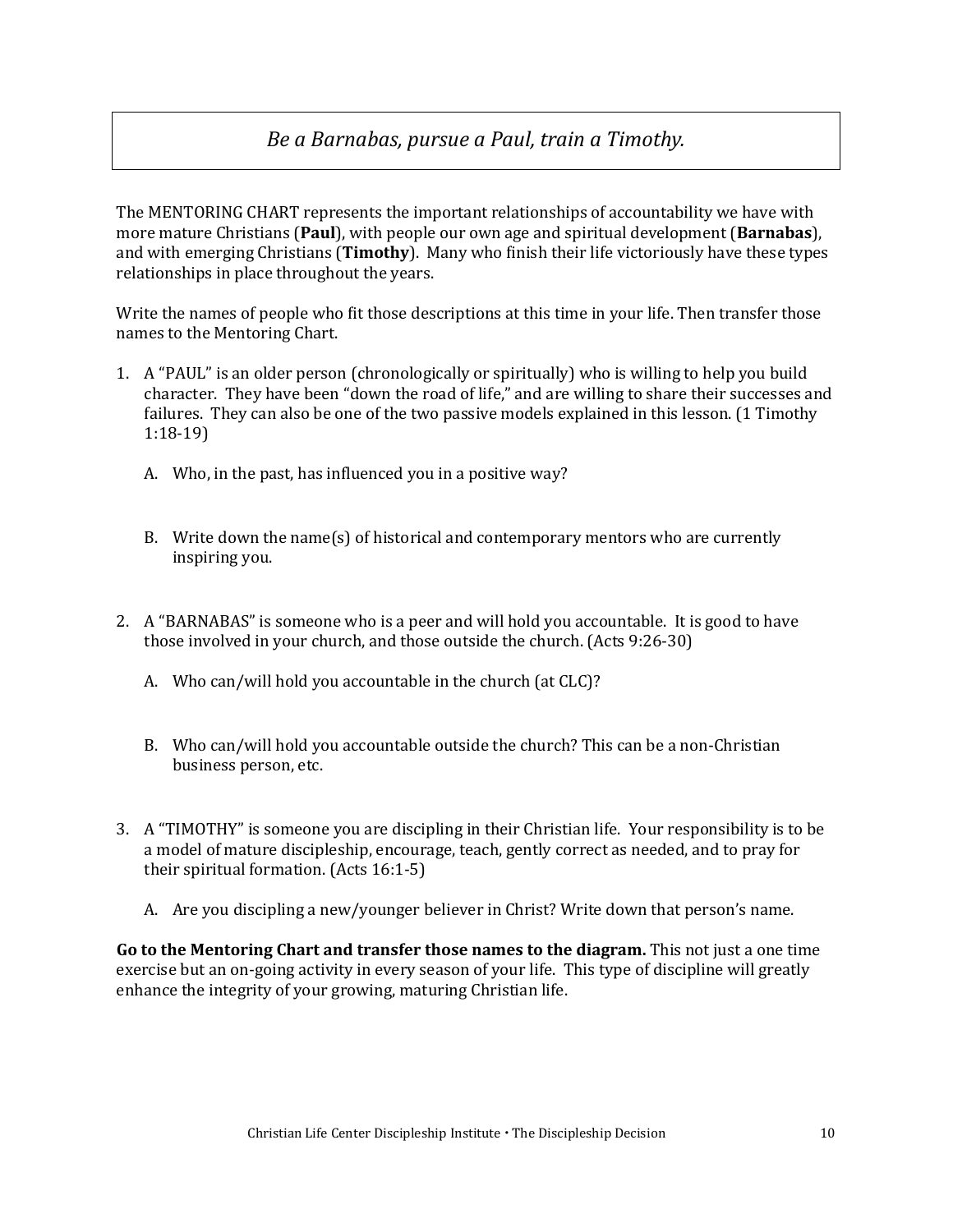*Be a Barnabas, pursue a Paul, train a Timothy.*

The MENTORING CHART represents the important relationships of accountability we have with more mature Christians (**Paul**), with people our own age and spiritual development (**Barnabas**), and with emerging Christians (**Timothy**). Many who finish their life victoriously have these types relationships in place throughout the years.

Write the names of people who fit those descriptions at this time in your life. Then transfer those names to the Mentoring Chart.

1. A "PAUL" is an older person (chronologically or spiritually) who is willing to help you build character. They have been "down the road of life," and are willing to share their successes and failures. They can also be one of the two passive models explained in this lesson. (1 Timothy 1:18-19)

   A. Who, in the past, has influenced you in a positive way?

   B. Write down the name(s) of historical and contemporary mentors who are currently inspiring you.

2. A "BARNABAS" is someone who is a peer and will hold you accountable. It is good to have those involved in your church, and those outside the church. (Acts 9:26-30)

   A. Who can/will hold you accountable in the church (at CLC)?

   B. Who can/will hold you accountable outside the church? This can be a non-Christian business person, etc.

3. A "TIMOTHY" is someone you are discipling in their Christian life. Your responsibility is to be a model of mature discipleship, encourage, teach, gently correct as needed, and to pray for their spiritual formation. (Acts 16:1-5)

   A. Are you discipling a new/younger believer in Christ? Write down that person's name.

**Go to the Mentoring Chart and transfer those names to the diagram.** This not just a one time exercise but an on-going activity in every season of your life. This type of discipline will greatly enhance the integrity of your growing, maturing Christian life.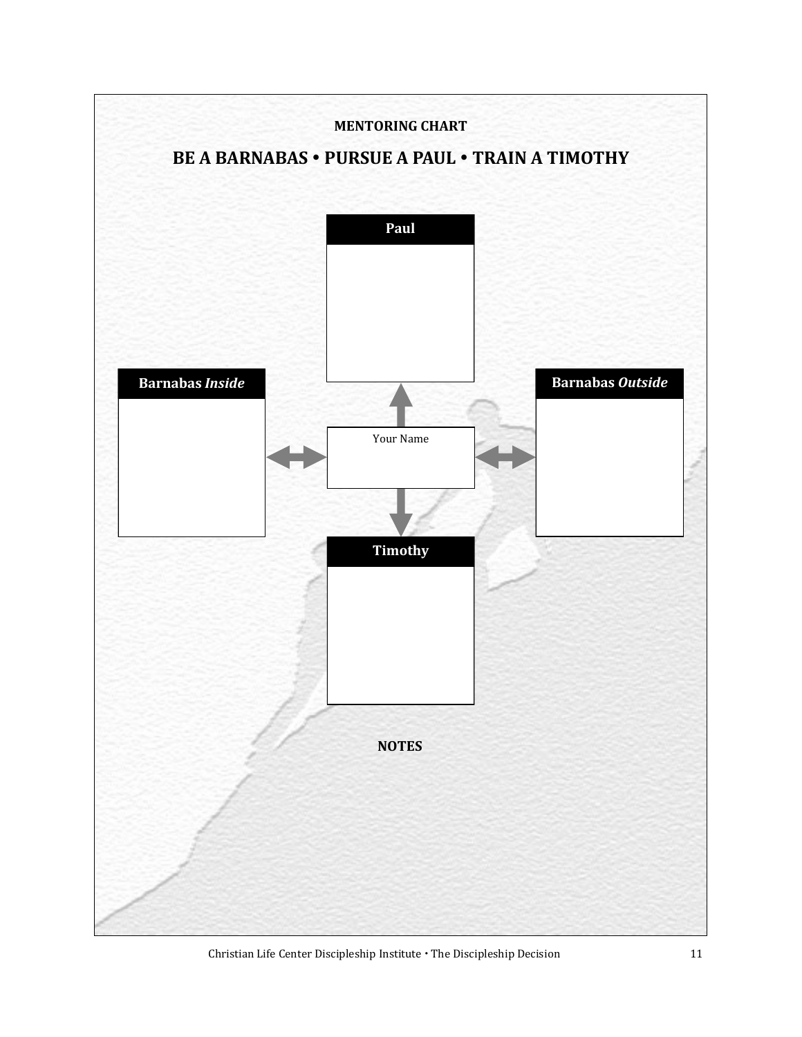**MENTORING CHART**

## BE A BARNABAS • PURSUE A PAUL • TRAIN A TIMOTHY

**Paul**

**Barnabas *Inside***

Your Name

**Barnabas *Outside***

**Timothy**

**NOTES**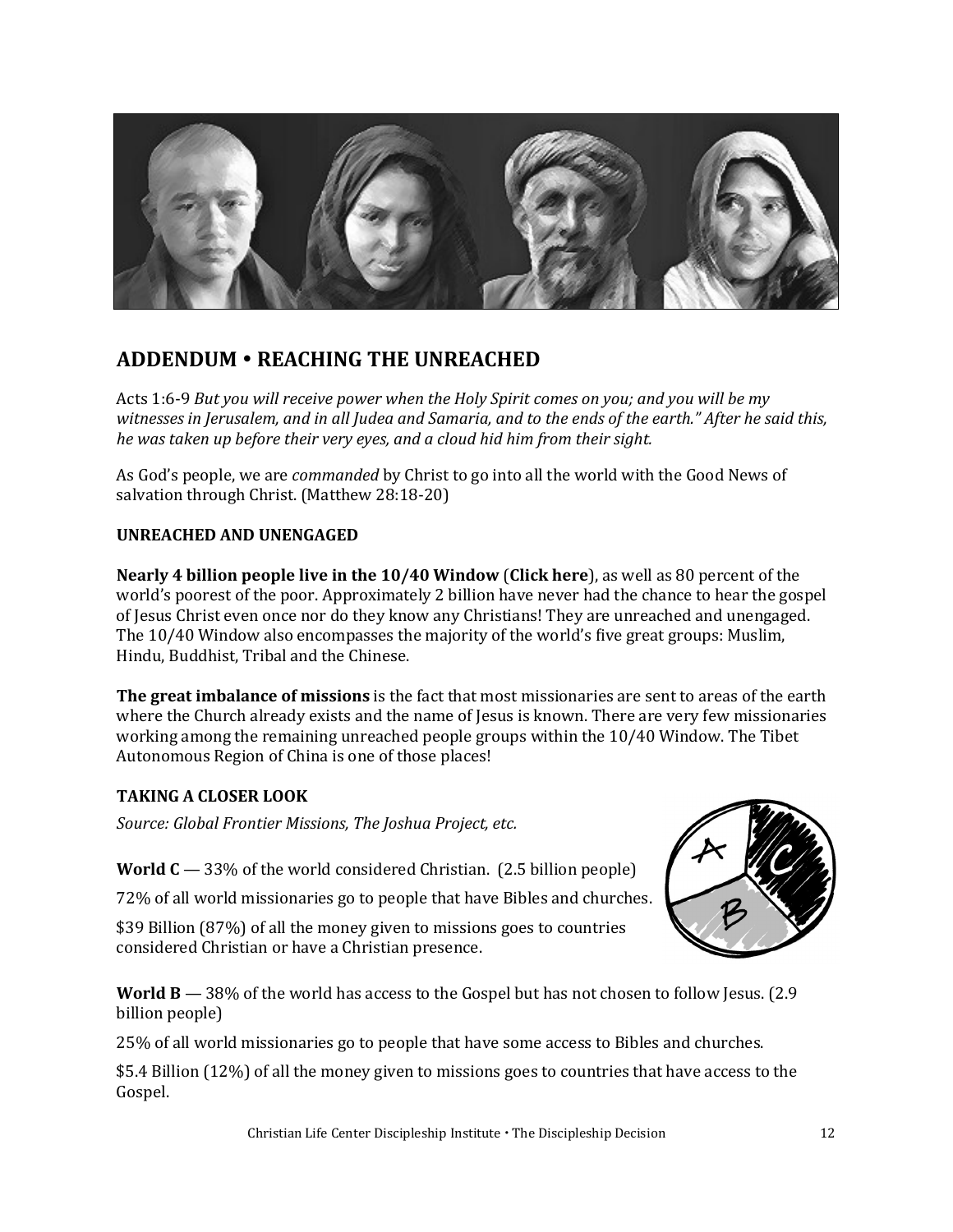## ADDENDUM • REACHING THE UNREACHED

Acts 1:6-9 *But you will receive power when the Holy Spirit comes on you; and you will be my witnesses in Jerusalem, and in all Judea and Samaria, and to the ends of the earth." After he said this, he was taken up before their very eyes, and a cloud hid him from their sight.*

As God's people, we are *commanded* by Christ to go into all the world with the Good News of salvation through Christ. (Matthew 28:18-20)

### UNREACHED AND UNENGAGED

**Nearly 4 billion people live in the 10/40 Window** (**Click here**), as well as 80 percent of the world's poorest of the poor. Approximately 2 billion have never had the chance to hear the gospel of Jesus Christ even once nor do they know any Christians! They are unreached and unengaged. The 10/40 Window also encompasses the majority of the world's five great groups: Muslim, Hindu, Buddhist, Tribal and the Chinese.

**The great imbalance of missions** is the fact that most missionaries are sent to areas of the earth where the Church already exists and the name of Jesus is known. There are very few missionaries working among the remaining unreached people groups within the 10/40 Window. The Tibet Autonomous Region of China is one of those places!

### TAKING A CLOSER LOOK

*Source: Global Frontier Missions, The Joshua Project, etc.*

**World C** — 33% of the world considered Christian. (2.5 billion people)

72% of all world missionaries go to people that have Bibles and churches.

$39 Billion (87%) of all the money given to missions goes to countries considered Christian or have a Christian presence.

**World B** — 38% of the world has access to the Gospel but has not chosen to follow Jesus. (2.9 billion people)

25% of all world missionaries go to people that have some access to Bibles and churches.

$5.4 Billion (12%) of all the money given to missions goes to countries that have access to the Gospel.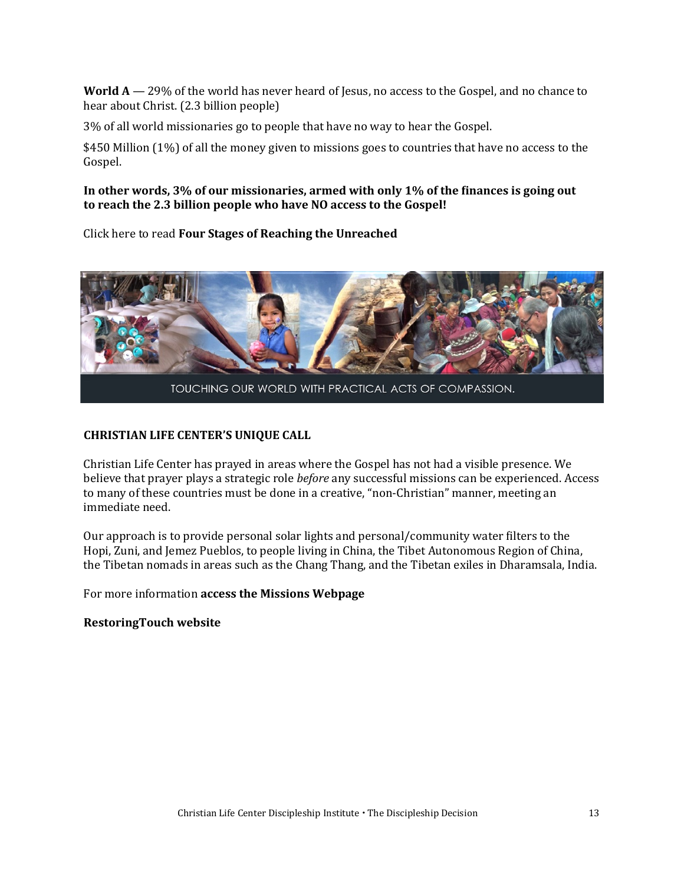**World A** — 29% of the world has never heard of Jesus, no access to the Gospel, and no chance to hear about Christ. (2.3 billion people)

3% of all world missionaries go to people that have no way to hear the Gospel.

$450 Million (1%) of all the money given to missions goes to countries that have no access to the Gospel.

**In other words, 3% of our missionaries, armed with only 1% of the finances is going out to reach the 2.3 billion people who have NO access to the Gospel!**

Click here to read **Four Stages of Reaching the Unreached**

TOUCHING OUR WORLD WITH PRACTICAL ACTS OF COMPASSION.

**CHRISTIAN LIFE CENTER'S UNIQUE CALL**

Christian Life Center has prayed in areas where the Gospel has not had a visible presence. We believe that prayer plays a strategic role *before* any successful missions can be experienced. Access to many of these countries must be done in a creative, "non-Christian" manner, meeting an immediate need.

Our approach is to provide personal solar lights and personal/community water filters to the Hopi, Zuni, and Jemez Pueblos, to people living in China, the Tibet Autonomous Region of China, the Tibetan nomads in areas such as the Chang Thang, and the Tibetan exiles in Dharamsala, India.

For more information **access the Missions Webpage**

**RestoringTouch website**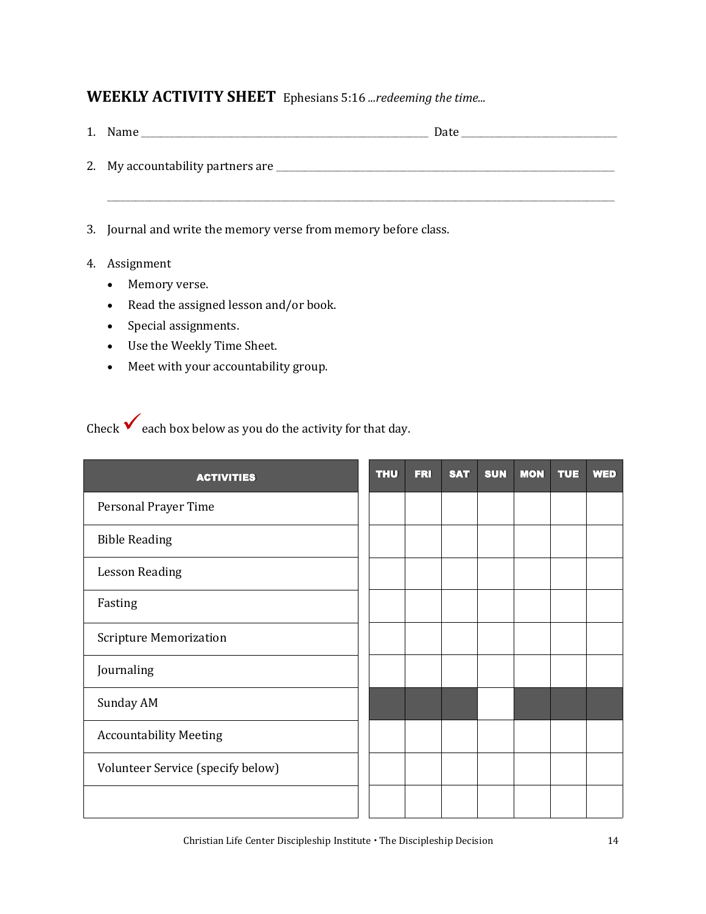## WEEKLY ACTIVITY SHEET Ephesians 5:16 *...redeeming the time...*

1. Name ________________________________________ Date ________________________

2. My accountability partners are ______________________________________________________

   ________________________________________________________________________________

3. Journal and write the memory verse from memory before class.

4. Assignment
   - Memory verse.
   - Read the assigned lesson and/or book.
   - Special assignments.
   - Use the Weekly Time Sheet.
   - Meet with your accountability group.

Check ✓ each box below as you do the activity for that day.

| ACTIVITIES | THU | FRI | SAT | SUN | MON | TUE | WED |
|---|---|---|---|---|---|---|---|
| Personal Prayer Time | | | | | | | |
| Bible Reading | | | | | | | |
| Lesson Reading | | | | | | | |
| Fasting | | | | | | | |
| Scripture Memorization | | | | | | | |
| Journaling | | | | | | | |
| Sunday AM | | | | | | | |
| Accountability Meeting | | | | | | | |
| Volunteer Service (specify below) | | | | | | | |
| | | | | | | | |